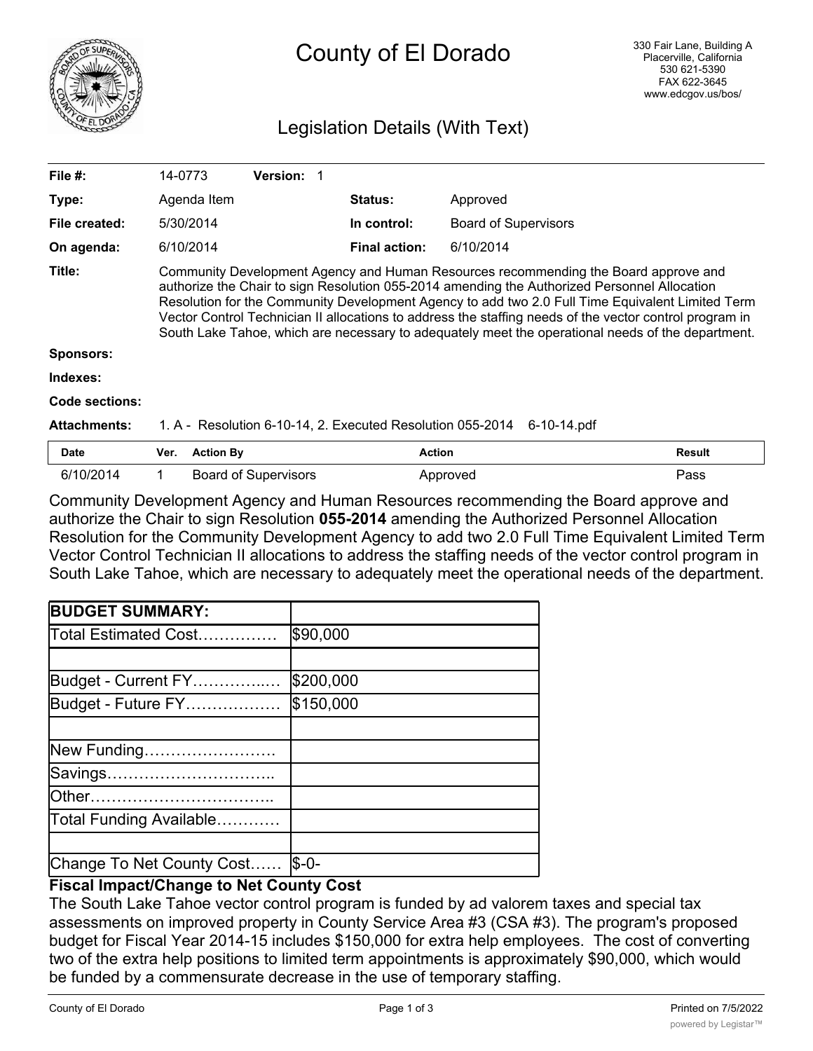# County of El Dorado

330 Fair Lane, Building A
Placerville, California
530 621-5390
FAX 622-3645
www.edcgov.us/bos/

## Legislation Details (With Text)

| | | | |
|---|---|---|---|
| **File #:** | 14-0773 **Version:** 1 | | |
| **Type:** | Agenda Item | **Status:** | Approved |
| **File created:** | 5/30/2014 | **In control:** | Board of Supervisors |
| **On agenda:** | 6/10/2014 | **Final action:** | 6/10/2014 |

**Title:** Community Development Agency and Human Resources recommending the Board approve and authorize the Chair to sign Resolution 055-2014 amending the Authorized Personnel Allocation Resolution for the Community Development Agency to add two 2.0 Full Time Equivalent Limited Term Vector Control Technician II allocations to address the staffing needs of the vector control program in South Lake Tahoe, which are necessary to adequately meet the operational needs of the department.

**Sponsors:**

**Indexes:**

**Code sections:**

**Attachments:** 1. A - Resolution 6-10-14, 2. Executed Resolution 055-2014 6-10-14.pdf

| Date | Ver. | Action By | Action | Result |
|---|---|---|---|---|
| 6/10/2014 | 1 | Board of Supervisors | Approved | Pass |

Community Development Agency and Human Resources recommending the Board approve and authorize the Chair to sign Resolution **055-2014** amending the Authorized Personnel Allocation Resolution for the Community Development Agency to add two 2.0 Full Time Equivalent Limited Term Vector Control Technician II allocations to address the staffing needs of the vector control program in South Lake Tahoe, which are necessary to adequately meet the operational needs of the department.

| **BUDGET SUMMARY:** | |
|---|---|
| Total Estimated Cost…………… | $90,000 |
| | |
| Budget - Current FY…………..… | $200,000 |
| Budget - Future FY……………… | $150,000 |
| | |
| New Funding……………………. | |
| Savings………………………….. | |
| Other…………………………….. | |
| Total Funding Available………… | |
| | |
| Change To Net County Cost…… | $-0- |

**Fiscal Impact/Change to Net County Cost**

The South Lake Tahoe vector control program is funded by ad valorem taxes and special tax assessments on improved property in County Service Area #3 (CSA #3). The program's proposed budget for Fiscal Year 2014-15 includes $150,000 for extra help employees. The cost of converting two of the extra help positions to limited term appointments is approximately $90,000, which would be funded by a commensurate decrease in the use of temporary staffing.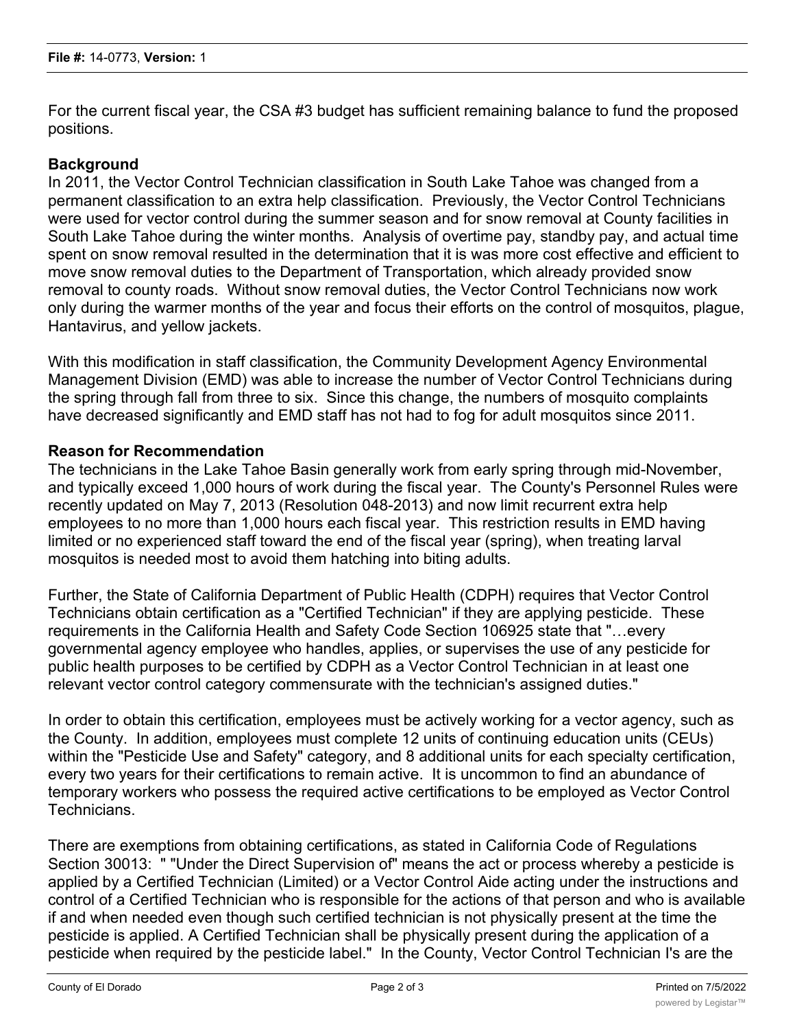For the current fiscal year, the CSA #3 budget has sufficient remaining balance to fund the proposed positions.

**Background**

In 2011, the Vector Control Technician classification in South Lake Tahoe was changed from a permanent classification to an extra help classification. Previously, the Vector Control Technicians were used for vector control during the summer season and for snow removal at County facilities in South Lake Tahoe during the winter months. Analysis of overtime pay, standby pay, and actual time spent on snow removal resulted in the determination that it is was more cost effective and efficient to move snow removal duties to the Department of Transportation, which already provided snow removal to county roads. Without snow removal duties, the Vector Control Technicians now work only during the warmer months of the year and focus their efforts on the control of mosquitos, plague, Hantavirus, and yellow jackets.

With this modification in staff classification, the Community Development Agency Environmental Management Division (EMD) was able to increase the number of Vector Control Technicians during the spring through fall from three to six. Since this change, the numbers of mosquito complaints have decreased significantly and EMD staff has not had to fog for adult mosquitos since 2011.

**Reason for Recommendation**

The technicians in the Lake Tahoe Basin generally work from early spring through mid-November, and typically exceed 1,000 hours of work during the fiscal year. The County's Personnel Rules were recently updated on May 7, 2013 (Resolution 048-2013) and now limit recurrent extra help employees to no more than 1,000 hours each fiscal year. This restriction results in EMD having limited or no experienced staff toward the end of the fiscal year (spring), when treating larval mosquitos is needed most to avoid them hatching into biting adults.

Further, the State of California Department of Public Health (CDPH) requires that Vector Control Technicians obtain certification as a "Certified Technician" if they are applying pesticide. These requirements in the California Health and Safety Code Section 106925 state that "…every governmental agency employee who handles, applies, or supervises the use of any pesticide for public health purposes to be certified by CDPH as a Vector Control Technician in at least one relevant vector control category commensurate with the technician's assigned duties."

In order to obtain this certification, employees must be actively working for a vector agency, such as the County. In addition, employees must complete 12 units of continuing education units (CEUs) within the "Pesticide Use and Safety" category, and 8 additional units for each specialty certification, every two years for their certifications to remain active. It is uncommon to find an abundance of temporary workers who possess the required active certifications to be employed as Vector Control Technicians.

There are exemptions from obtaining certifications, as stated in California Code of Regulations Section 30013: " "Under the Direct Supervision of" means the act or process whereby a pesticide is applied by a Certified Technician (Limited) or a Vector Control Aide acting under the instructions and control of a Certified Technician who is responsible for the actions of that person and who is available if and when needed even though such certified technician is not physically present at the time the pesticide is applied. A Certified Technician shall be physically present during the application of a pesticide when required by the pesticide label." In the County, Vector Control Technician I's are the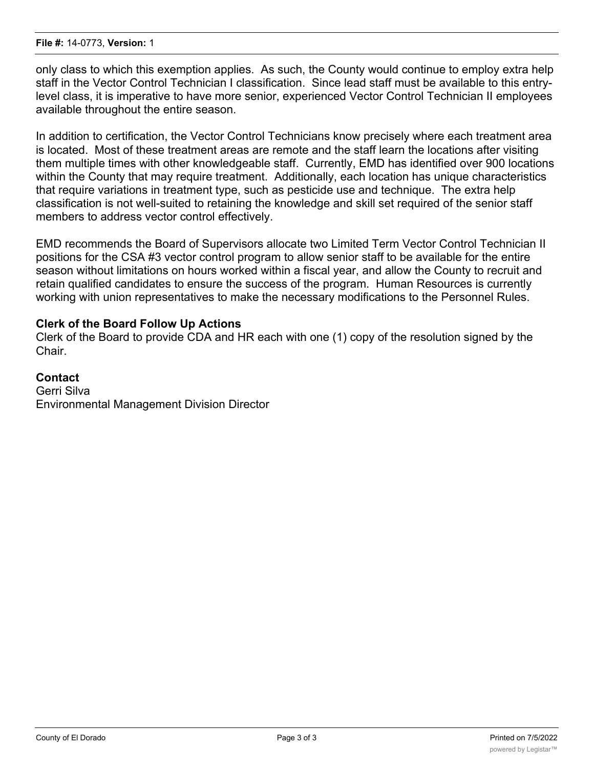only class to which this exemption applies. As such, the County would continue to employ extra help staff in the Vector Control Technician I classification. Since lead staff must be available to this entry-level class, it is imperative to have more senior, experienced Vector Control Technician II employees available throughout the entire season.

In addition to certification, the Vector Control Technicians know precisely where each treatment area is located. Most of these treatment areas are remote and the staff learn the locations after visiting them multiple times with other knowledgeable staff. Currently, EMD has identified over 900 locations within the County that may require treatment. Additionally, each location has unique characteristics that require variations in treatment type, such as pesticide use and technique. The extra help classification is not well-suited to retaining the knowledge and skill set required of the senior staff members to address vector control effectively.

EMD recommends the Board of Supervisors allocate two Limited Term Vector Control Technician II positions for the CSA #3 vector control program to allow senior staff to be available for the entire season without limitations on hours worked within a fiscal year, and allow the County to recruit and retain qualified candidates to ensure the success of the program. Human Resources is currently working with union representatives to make the necessary modifications to the Personnel Rules.

**Clerk of the Board Follow Up Actions**

Clerk of the Board to provide CDA and HR each with one (1) copy of the resolution signed by the Chair.

**Contact**

Gerri Silva
Environmental Management Division Director